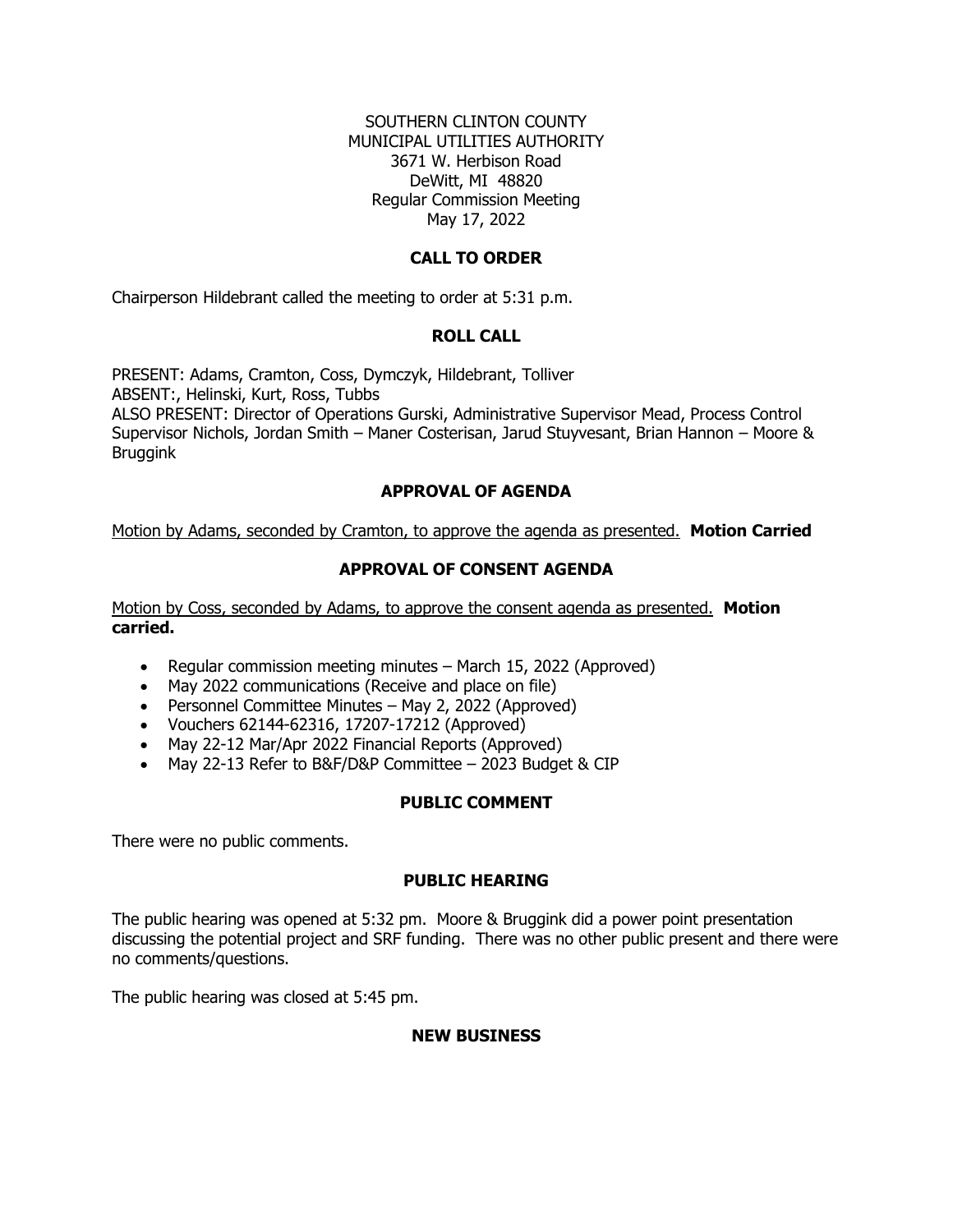SOUTHERN CLINTON COUNTY
MUNICIPAL UTILITIES AUTHORITY
3671 W. Herbison Road
DeWitt, MI 48820
Regular Commission Meeting
May 17, 2022

## CALL TO ORDER

Chairperson Hildebrant called the meeting to order at 5:31 p.m.

## ROLL CALL

PRESENT: Adams, Cramton, Coss, Dymczyk, Hildebrant, Tolliver
ABSENT:, Helinski, Kurt, Ross, Tubbs
ALSO PRESENT: Director of Operations Gurski, Administrative Supervisor Mead, Process Control Supervisor Nichols, Jordan Smith – Maner Costerisan, Jarud Stuyvesant, Brian Hannon – Moore & Bruggink

## APPROVAL OF AGENDA

Motion by Adams, seconded by Cramton, to approve the agenda as presented. **Motion Carried**

## APPROVAL OF CONSENT AGENDA

Motion by Coss, seconded by Adams, to approve the consent agenda as presented. **Motion carried.**

- Regular commission meeting minutes – March 15, 2022 (Approved)
- May 2022 communications (Receive and place on file)
- Personnel Committee Minutes – May 2, 2022 (Approved)
- Vouchers 62144-62316, 17207-17212 (Approved)
- May 22-12 Mar/Apr 2022 Financial Reports (Approved)
- May 22-13 Refer to B&F/D&P Committee – 2023 Budget & CIP

## PUBLIC COMMENT

There were no public comments.

## PUBLIC HEARING

The public hearing was opened at 5:32 pm. Moore & Bruggink did a power point presentation discussing the potential project and SRF funding. There was no other public present and there were no comments/questions.

The public hearing was closed at 5:45 pm.

## NEW BUSINESS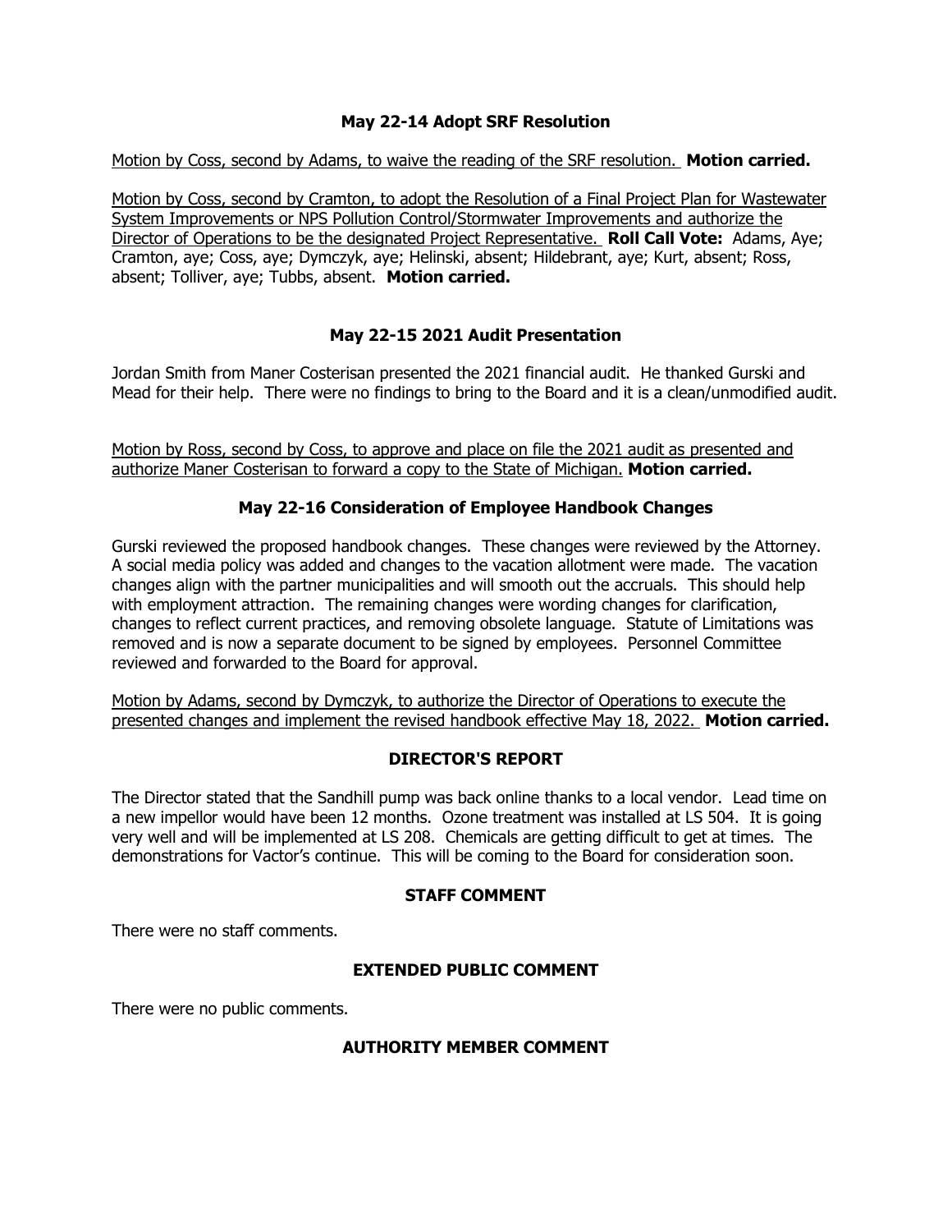## May 22-14 Adopt SRF Resolution

Motion by Coss, second by Adams, to waive the reading of the SRF resolution. **Motion carried.**

Motion by Coss, second by Cramton, to adopt the Resolution of a Final Project Plan for Wastewater System Improvements or NPS Pollution Control/Stormwater Improvements and authorize the Director of Operations to be the designated Project Representative. **Roll Call Vote:** Adams, Aye; Cramton, aye; Coss, aye; Dymczyk, aye; Helinski, absent; Hildebrant, aye; Kurt, absent; Ross, absent; Tolliver, aye; Tubbs, absent. **Motion carried.**

## May 22-15 2021 Audit Presentation

Jordan Smith from Maner Costerisan presented the 2021 financial audit. He thanked Gurski and Mead for their help. There were no findings to bring to the Board and it is a clean/unmodified audit.

Motion by Ross, second by Coss, to approve and place on file the 2021 audit as presented and authorize Maner Costerisan to forward a copy to the State of Michigan. **Motion carried.**

## May 22-16 Consideration of Employee Handbook Changes

Gurski reviewed the proposed handbook changes. These changes were reviewed by the Attorney. A social media policy was added and changes to the vacation allotment were made. The vacation changes align with the partner municipalities and will smooth out the accruals. This should help with employment attraction. The remaining changes were wording changes for clarification, changes to reflect current practices, and removing obsolete language. Statute of Limitations was removed and is now a separate document to be signed by employees. Personnel Committee reviewed and forwarded to the Board for approval.

Motion by Adams, second by Dymczyk, to authorize the Director of Operations to execute the presented changes and implement the revised handbook effective May 18, 2022. **Motion carried.**

## DIRECTOR'S REPORT

The Director stated that the Sandhill pump was back online thanks to a local vendor. Lead time on a new impellor would have been 12 months. Ozone treatment was installed at LS 504. It is going very well and will be implemented at LS 208. Chemicals are getting difficult to get at times. The demonstrations for Vactor's continue. This will be coming to the Board for consideration soon.

## STAFF COMMENT

There were no staff comments.

## EXTENDED PUBLIC COMMENT

There were no public comments.

## AUTHORITY MEMBER COMMENT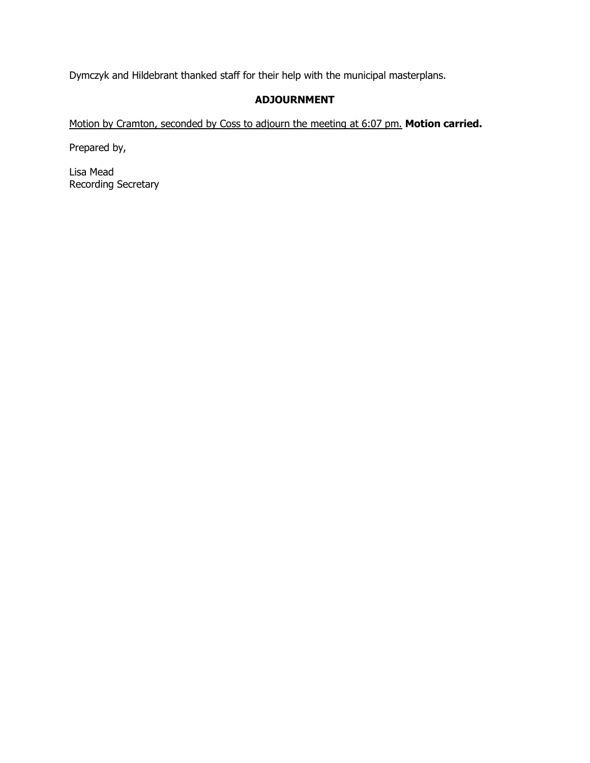Dymczyk and Hildebrant thanked staff for their help with the municipal masterplans.

## ADJOURNMENT

<u>Motion by Cramton, seconded by Coss to adjourn the meeting at 6:07 pm.</u> **Motion carried.**

Prepared by,

Lisa Mead
Recording Secretary